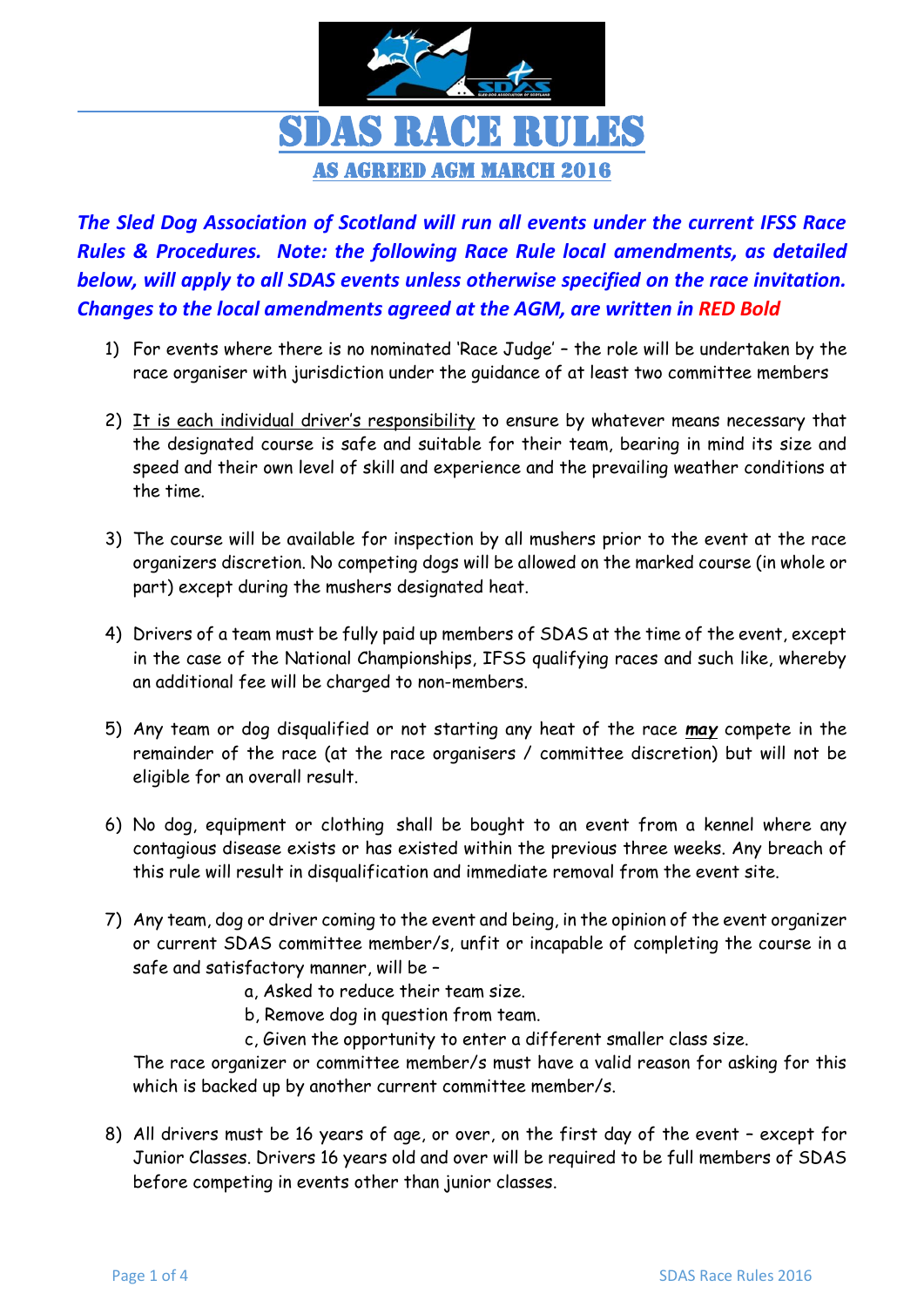# SDAS RACE RULES

## AS AGREED AGM MARCH 2016

***The Sled Dog Association of Scotland will run all events under the current IFSS Race Rules & Procedures. Note: the following Race Rule local amendments, as detailed below, will apply to all SDAS events unless otherwise specified on the race invitation. Changes to the local amendments agreed at the AGM, are written in RED Bold***

1) For events where there is no nominated 'Race Judge' – the role will be undertaken by the race organiser with jurisdiction under the guidance of at least two committee members

2) It is each individual driver's responsibility to ensure by whatever means necessary that the designated course is safe and suitable for their team, bearing in mind its size and speed and their own level of skill and experience and the prevailing weather conditions at the time.

3) The course will be available for inspection by all mushers prior to the event at the race organizers discretion. No competing dogs will be allowed on the marked course (in whole or part) except during the mushers designated heat.

4) Drivers of a team must be fully paid up members of SDAS at the time of the event, except in the case of the National Championships, IFSS qualifying races and such like, whereby an additional fee will be charged to non-members.

5) Any team or dog disqualified or not starting any heat of the race ***may*** compete in the remainder of the race (at the race organisers / committee discretion) but will not be eligible for an overall result.

6) No dog, equipment or clothing shall be bought to an event from a kennel where any contagious disease exists or has existed within the previous three weeks. Any breach of this rule will result in disqualification and immediate removal from the event site.

7) Any team, dog or driver coming to the event and being, in the opinion of the event organizer or current SDAS committee member/s, unfit or incapable of completing the course in a safe and satisfactory manner, will be –
   - a, Asked to reduce their team size.
   - b, Remove dog in question from team.
   - c, Given the opportunity to enter a different smaller class size.

   The race organizer or committee member/s must have a valid reason for asking for this which is backed up by another current committee member/s.

8) All drivers must be 16 years of age, or over, on the first day of the event – except for Junior Classes. Drivers 16 years old and over will be required to be full members of SDAS before competing in events other than junior classes.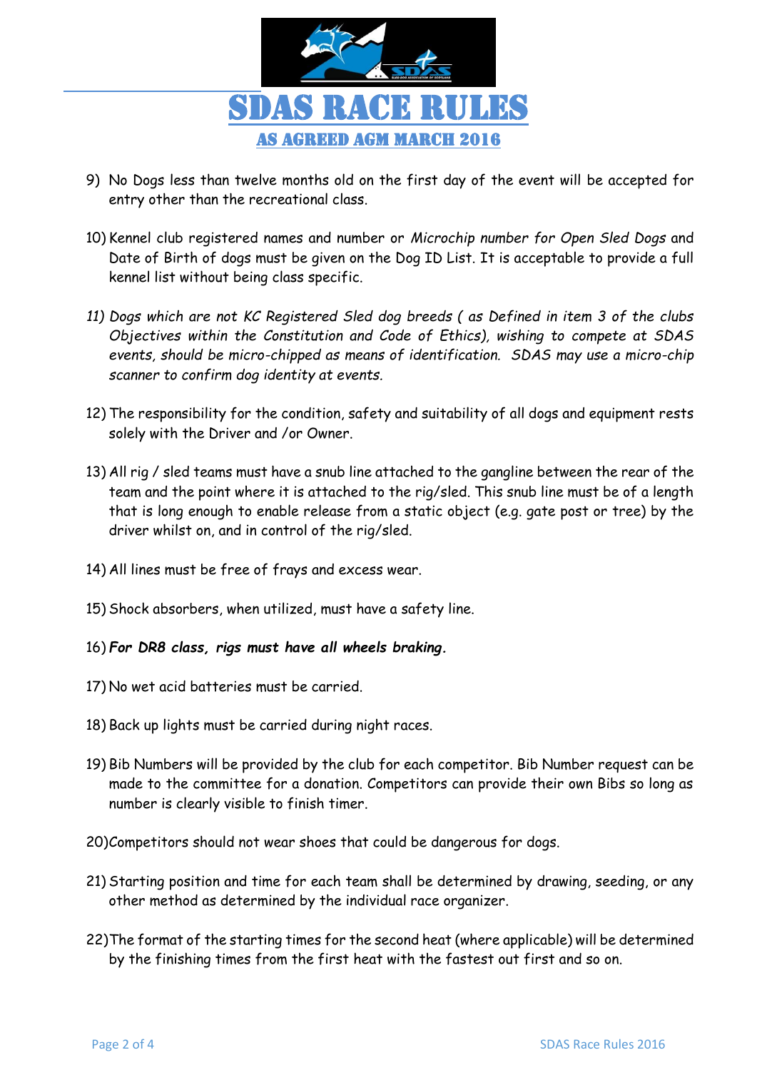# SDAS RACE RULES

## AS AGREED AGM MARCH 2016

9) No Dogs less than twelve months old on the first day of the event will be accepted for entry other than the recreational class.

10) Kennel club registered names and number or *Microchip number for Open Sled Dogs* and Date of Birth of dogs must be given on the Dog ID List. It is acceptable to provide a full kennel list without being class specific.

*11) Dogs which are not KC Registered Sled dog breeds ( as Defined in item 3 of the clubs Objectives within the Constitution and Code of Ethics), wishing to compete at SDAS events, should be micro-chipped as means of identification. SDAS may use a micro-chip scanner to confirm dog identity at events.*

12) The responsibility for the condition, safety and suitability of all dogs and equipment rests solely with the Driver and /or Owner.

13) All rig / sled teams must have a snub line attached to the gangline between the rear of the team and the point where it is attached to the rig/sled. This snub line must be of a length that is long enough to enable release from a static object (e.g. gate post or tree) by the driver whilst on, and in control of the rig/sled.

14) All lines must be free of frays and excess wear.

15) Shock absorbers, when utilized, must have a safety line.

16) ***For DR8 class, rigs must have all wheels braking.***

17) No wet acid batteries must be carried.

18) Back up lights must be carried during night races.

19) Bib Numbers will be provided by the club for each competitor. Bib Number request can be made to the committee for a donation. Competitors can provide their own Bibs so long as number is clearly visible to finish timer.

20) Competitors should not wear shoes that could be dangerous for dogs.

21) Starting position and time for each team shall be determined by drawing, seeding, or any other method as determined by the individual race organizer.

22) The format of the starting times for the second heat (where applicable) will be determined by the finishing times from the first heat with the fastest out first and so on.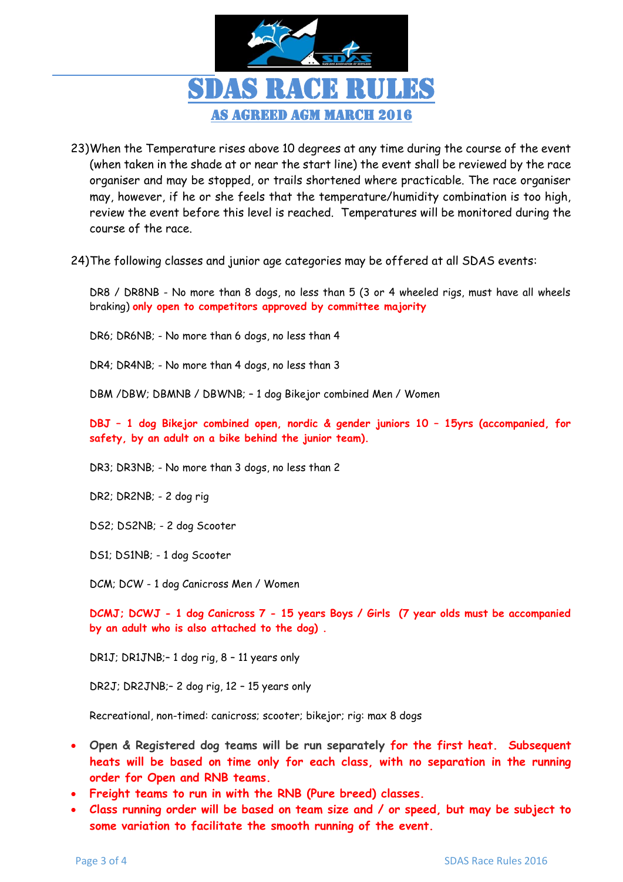# SDAS RACE RULES

## AS AGREED AGM MARCH 2016

23) When the Temperature rises above 10 degrees at any time during the course of the event (when taken in the shade at or near the start line) the event shall be reviewed by the race organiser and may be stopped, or trails shortened where practicable. The race organiser may, however, if he or she feels that the temperature/humidity combination is too high, review the event before this level is reached. Temperatures will be monitored during the course of the race.

24) The following classes and junior age categories may be offered at all SDAS events:

DR8 / DR8NB - No more than 8 dogs, no less than 5 (3 or 4 wheeled rigs, must have all wheels braking) **only open to competitors approved by committee majority**

DR6; DR6NB; - No more than 6 dogs, no less than 4

DR4; DR4NB; - No more than 4 dogs, no less than 3

DBM /DBW; DBMNB / DBWNB; – 1 dog Bikejor combined Men / Women

**DBJ – 1 dog Bikejor combined open, nordic & gender juniors 10 – 15yrs (accompanied, for safety, by an adult on a bike behind the junior team).**

DR3; DR3NB; - No more than 3 dogs, no less than 2

DR2; DR2NB; - 2 dog rig

DS2; DS2NB; - 2 dog Scooter

DS1; DS1NB; - 1 dog Scooter

DCM; DCW - 1 dog Canicross Men / Women

**DCMJ; DCWJ - 1 dog Canicross 7 - 15 years Boys / Girls (7 year olds must be accompanied by an adult who is also attached to the dog) .**

DR1J; DR1JNB;– 1 dog rig, 8 – 11 years only

DR2J; DR2JNB;– 2 dog rig, 12 – 15 years only

Recreational, non-timed: canicross; scooter; bikejor; rig: max 8 dogs

- **Open & Registered dog teams will be run separately for the first heat. Subsequent heats will be based on time only for each class, with no separation in the running order for Open and RNB teams.**
- **Freight teams to run in with the RNB (Pure breed) classes.**
- **Class running order will be based on team size and / or speed, but may be subject to some variation to facilitate the smooth running of the event.**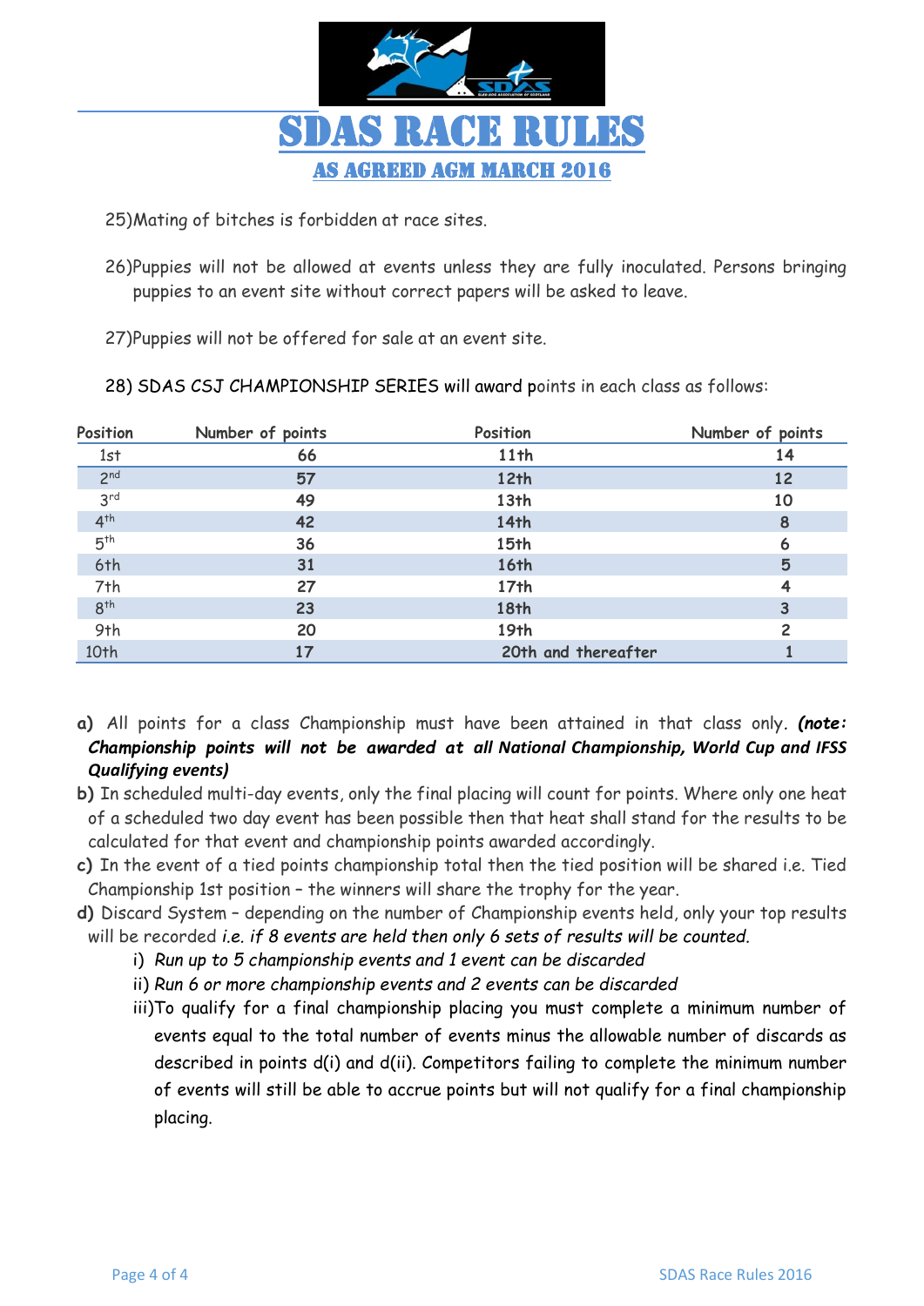# SDAS RACE RULES

## AS AGREED AGM MARCH 2016

25) Mating of bitches is forbidden at race sites.

26) Puppies will not be allowed at events unless they are fully inoculated. Persons bringing puppies to an event site without correct papers will be asked to leave.

27) Puppies will not be offered for sale at an event site.

28) SDAS CSJ CHAMPIONSHIP SERIES will award points in each class as follows:

| Position | Number of points | Position | Number of points |
|---|---|---|---|
| 1st | 66 | 11th | 14 |
| 2nd | 57 | 12th | 12 |
| 3rd | 49 | 13th | 10 |
| 4th | 42 | 14th | 8 |
| 5th | 36 | 15th | 6 |
| 6th | 31 | 16th | 5 |
| 7th | 27 | 17th | 4 |
| 8th | 23 | 18th | 3 |
| 9th | 20 | 19th | 2 |
| 10th | 17 | 20th and thereafter | 1 |

**a)** All points for a class Championship must have been attained in that class only. ***(note: Championship points will not be awarded at all National Championship, World Cup and IFSS Qualifying events)***

**b)** In scheduled multi-day events, only the final placing will count for points. Where only one heat of a scheduled two day event has been possible then that heat shall stand for the results to be calculated for that event and championship points awarded accordingly.

**c)** In the event of a tied points championship total then the tied position will be shared i.e. Tied Championship 1st position – the winners will share the trophy for the year.

**d)** Discard System – depending on the number of Championship events held, only your top results will be recorded *i.e. if 8 events are held then only 6 sets of results will be counted.*

- i) *Run up to 5 championship events and 1 event can be discarded*
- ii) *Run 6 or more championship events and 2 events can be discarded*
- iii) To qualify for a final championship placing you must complete a minimum number of events equal to the total number of events minus the allowable number of discards as described in points d(i) and d(ii). Competitors failing to complete the minimum number of events will still be able to accrue points but will not qualify for a final championship placing.